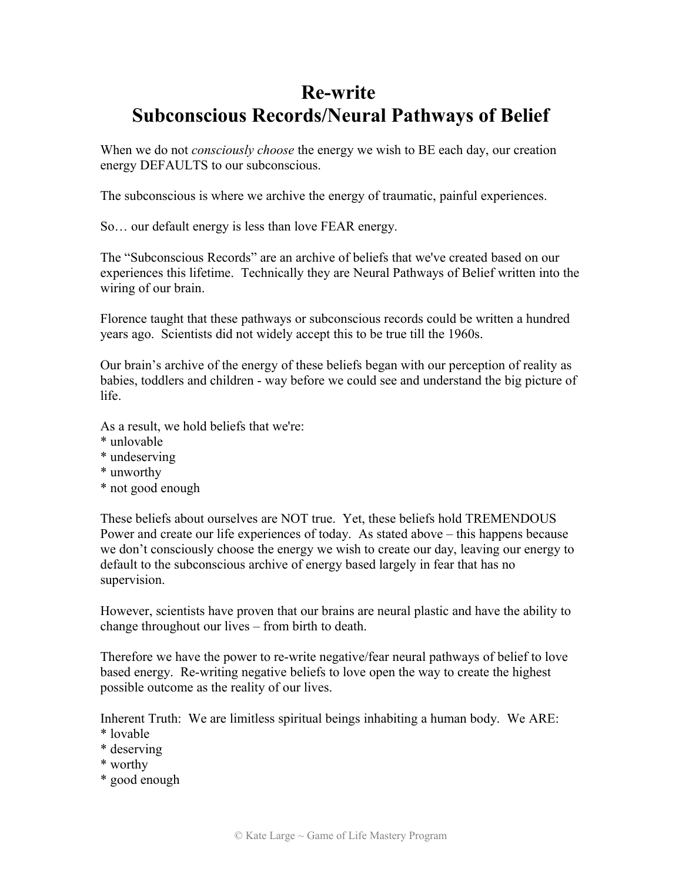# Re-write
# Subconscious Records/Neural Pathways of Belief

When we do not *consciously choose* the energy we wish to BE each day, our creation energy DEFAULTS to our subconscious.

The subconscious is where we archive the energy of traumatic, painful experiences.

So… our default energy is less than love FEAR energy.

The "Subconscious Records" are an archive of beliefs that we've created based on our experiences this lifetime. Technically they are Neural Pathways of Belief written into the wiring of our brain.

Florence taught that these pathways or subconscious records could be written a hundred years ago. Scientists did not widely accept this to be true till the 1960s.

Our brain's archive of the energy of these beliefs began with our perception of reality as babies, toddlers and children - way before we could see and understand the big picture of life.

As a result, we hold beliefs that we're:
* unlovable
* undeserving
* unworthy
* not good enough

These beliefs about ourselves are NOT true. Yet, these beliefs hold TREMENDOUS Power and create our life experiences of today. As stated above – this happens because we don't consciously choose the energy we wish to create our day, leaving our energy to default to the subconscious archive of energy based largely in fear that has no supervision.

However, scientists have proven that our brains are neural plastic and have the ability to change throughout our lives – from birth to death.

Therefore we have the power to re-write negative/fear neural pathways of belief to love based energy. Re-writing negative beliefs to love open the way to create the highest possible outcome as the reality of our lives.

Inherent Truth: We are limitless spiritual beings inhabiting a human body. We ARE:
* lovable
* deserving
* worthy
* good enough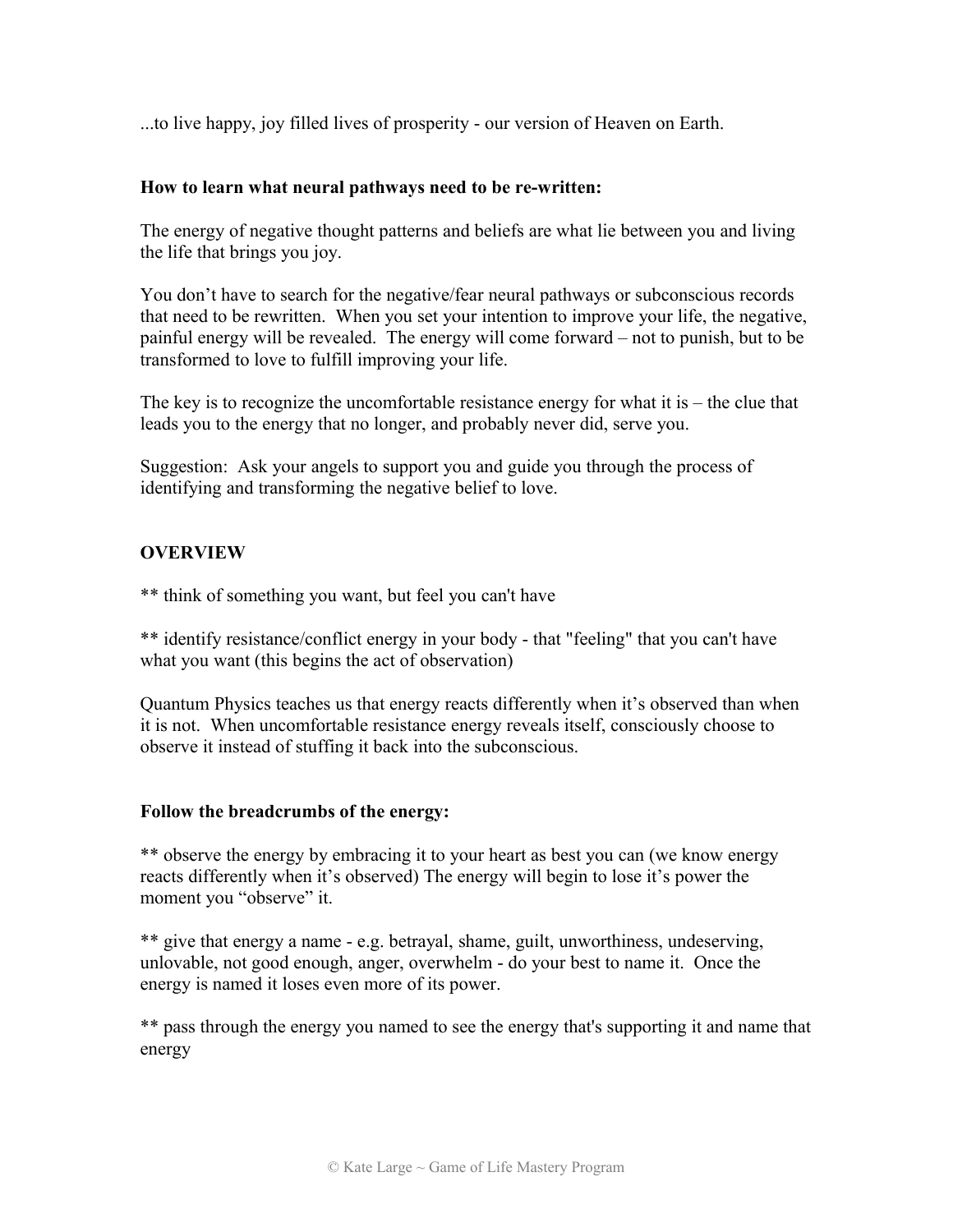...to live happy, joy filled lives of prosperity - our version of Heaven on Earth.

**How to learn what neural pathways need to be re-written:**

The energy of negative thought patterns and beliefs are what lie between you and living the life that brings you joy.

You don't have to search for the negative/fear neural pathways or subconscious records that need to be rewritten. When you set your intention to improve your life, the negative, painful energy will be revealed. The energy will come forward – not to punish, but to be transformed to love to fulfill improving your life.

The key is to recognize the uncomfortable resistance energy for what it is – the clue that leads you to the energy that no longer, and probably never did, serve you.

Suggestion: Ask your angels to support you and guide you through the process of identifying and transforming the negative belief to love.

**OVERVIEW**

** think of something you want, but feel you can't have

** identify resistance/conflict energy in your body - that "feeling" that you can't have what you want (this begins the act of observation)

Quantum Physics teaches us that energy reacts differently when it's observed than when it is not. When uncomfortable resistance energy reveals itself, consciously choose to observe it instead of stuffing it back into the subconscious.

**Follow the breadcrumbs of the energy:**

** observe the energy by embracing it to your heart as best you can (we know energy reacts differently when it's observed) The energy will begin to lose it's power the moment you "observe" it.

** give that energy a name - e.g. betrayal, shame, guilt, unworthiness, undeserving, unlovable, not good enough, anger, overwhelm - do your best to name it. Once the energy is named it loses even more of its power.

** pass through the energy you named to see the energy that's supporting it and name that energy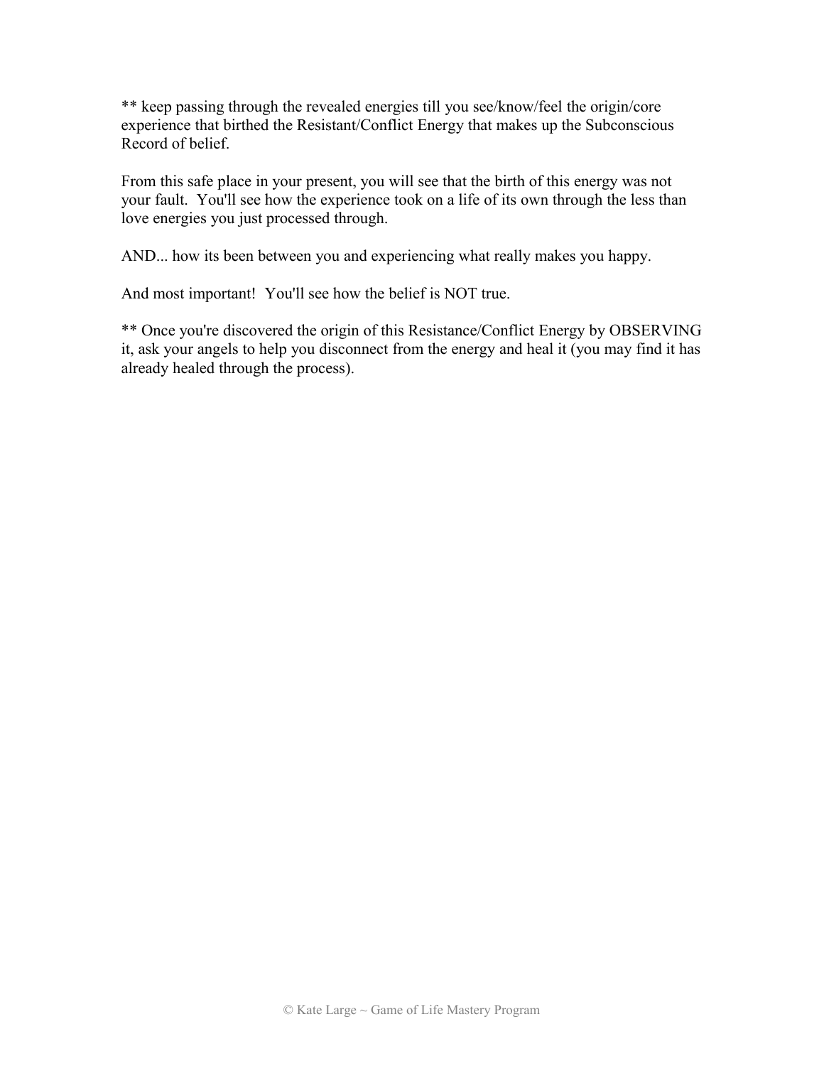** keep passing through the revealed energies till you see/know/feel the origin/core experience that birthed the Resistant/Conflict Energy that makes up the Subconscious Record of belief.

From this safe place in your present, you will see that the birth of this energy was not your fault. You'll see how the experience took on a life of its own through the less than love energies you just processed through.

AND... how its been between you and experiencing what really makes you happy.

And most important! You'll see how the belief is NOT true.

** Once you're discovered the origin of this Resistance/Conflict Energy by OBSERVING it, ask your angels to help you disconnect from the energy and heal it (you may find it has already healed through the process).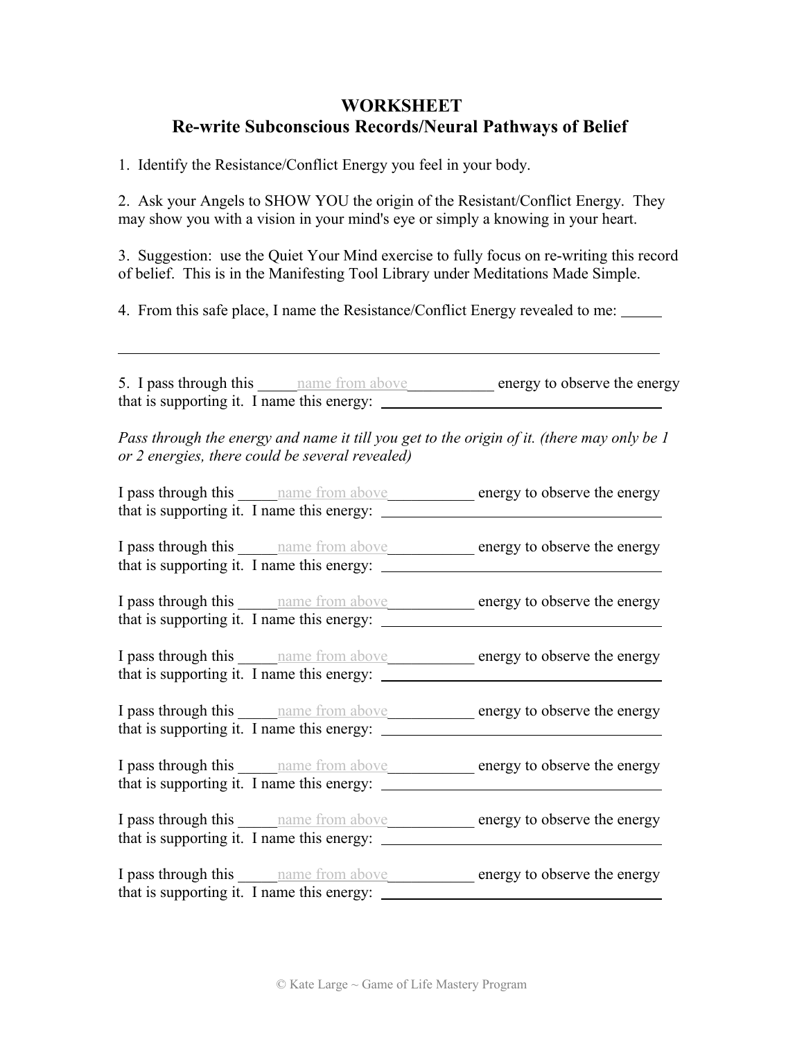# WORKSHEET
## Re-write Subconscious Records/Neural Pathways of Belief

1. Identify the Resistance/Conflict Energy you feel in your body.

2. Ask your Angels to SHOW YOU the origin of the Resistant/Conflict Energy. They may show you with a vision in your mind's eye or simply a knowing in your heart.

3. Suggestion: use the Quiet Your Mind exercise to fully focus on re-writing this record of belief. This is in the Manifesting Tool Library under Meditations Made Simple.

4. From this safe place, I name the Resistance/Conflict Energy revealed to me: _____

______________________________________________________________________

5. I pass through this _____name from above___________ energy to observe the energy that is supporting it. I name this energy: ______________________________

*Pass through the energy and name it till you get to the origin of it. (there may only be 1 or 2 energies, there could be several revealed)*

I pass through this _____name from above___________ energy to observe the energy that is supporting it. I name this energy: ______________________________

I pass through this _____name from above___________ energy to observe the energy that is supporting it. I name this energy: ______________________________

I pass through this _____name from above___________ energy to observe the energy that is supporting it. I name this energy: ______________________________

I pass through this _____name from above___________ energy to observe the energy that is supporting it. I name this energy: ______________________________

I pass through this _____name from above___________ energy to observe the energy that is supporting it. I name this energy: ______________________________

I pass through this _____name from above___________ energy to observe the energy that is supporting it. I name this energy: ______________________________

I pass through this _____name from above___________ energy to observe the energy that is supporting it. I name this energy: ______________________________

I pass through this _____name from above___________ energy to observe the energy that is supporting it. I name this energy: ______________________________

© Kate Large ~ Game of Life Mastery Program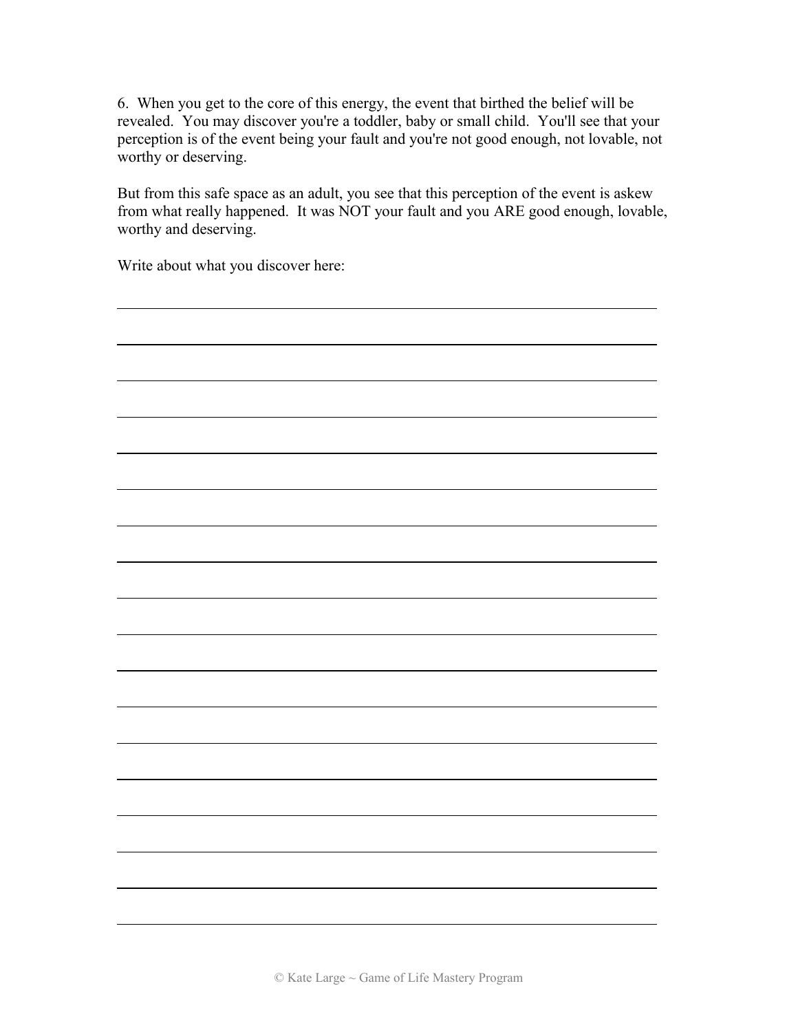6. When you get to the core of this energy, the event that birthed the belief will be revealed. You may discover you're a toddler, baby or small child. You'll see that your perception is of the event being your fault and you're not good enough, not lovable, not worthy or deserving.

But from this safe space as an adult, you see that this perception of the event is askew from what really happened. It was NOT your fault and you ARE good enough, lovable, worthy and deserving.

Write about what you discover here: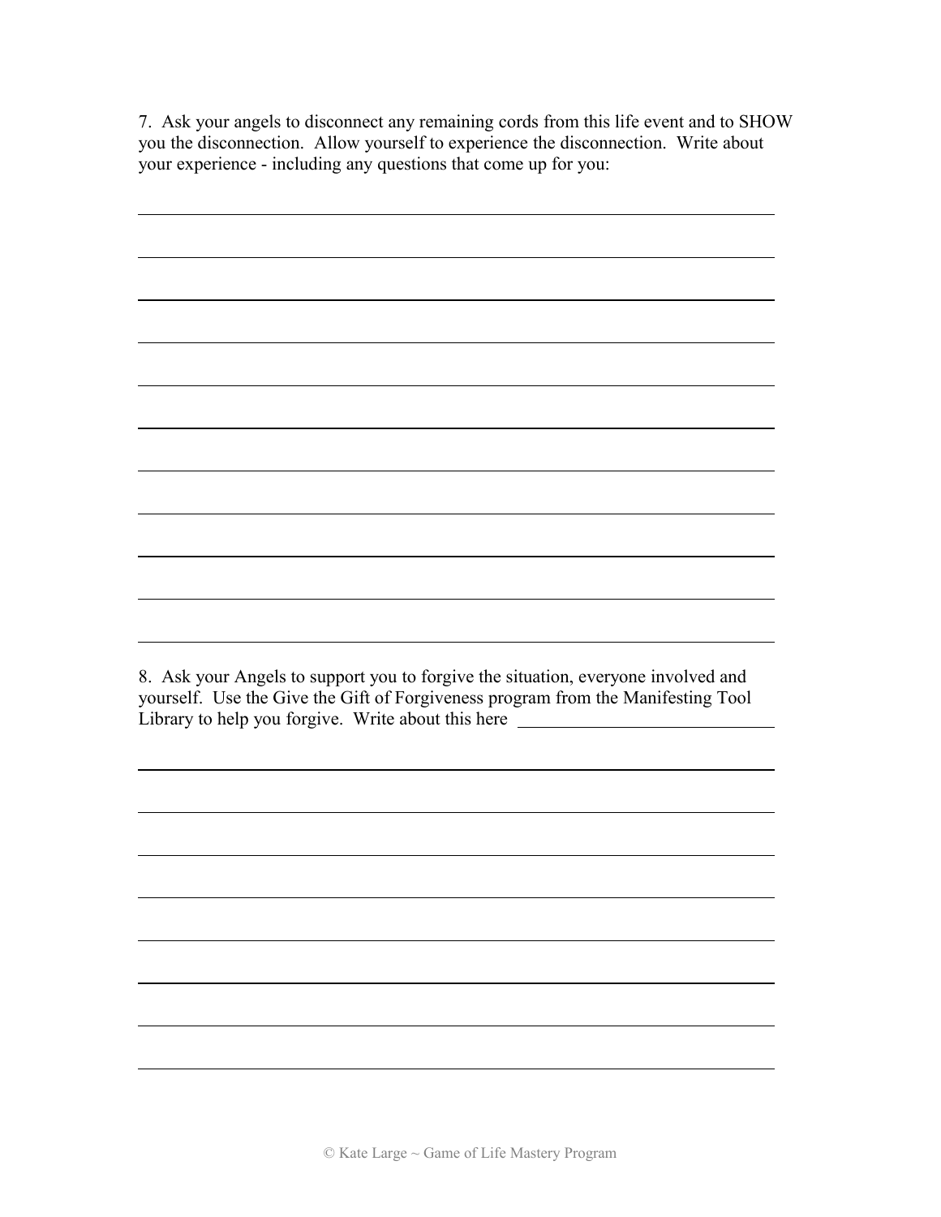7. Ask your angels to disconnect any remaining cords from this life event and to SHOW you the disconnection. Allow yourself to experience the disconnection. Write about your experience - including any questions that come up for you:

8. Ask your Angels to support you to forgive the situation, everyone involved and yourself. Use the Give the Gift of Forgiveness program from the Manifesting Tool Library to help you forgive. Write about this here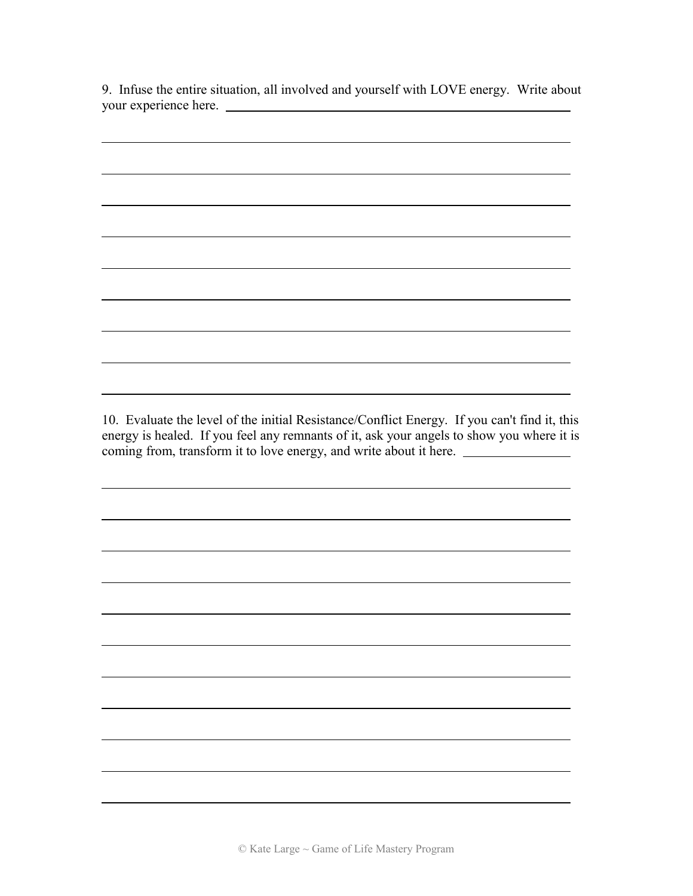9. Infuse the entire situation, all involved and yourself with LOVE energy. Write about your experience here.

10. Evaluate the level of the initial Resistance/Conflict Energy. If you can't find it, this energy is healed. If you feel any remnants of it, ask your angels to show you where it is coming from, transform it to love energy, and write about it here.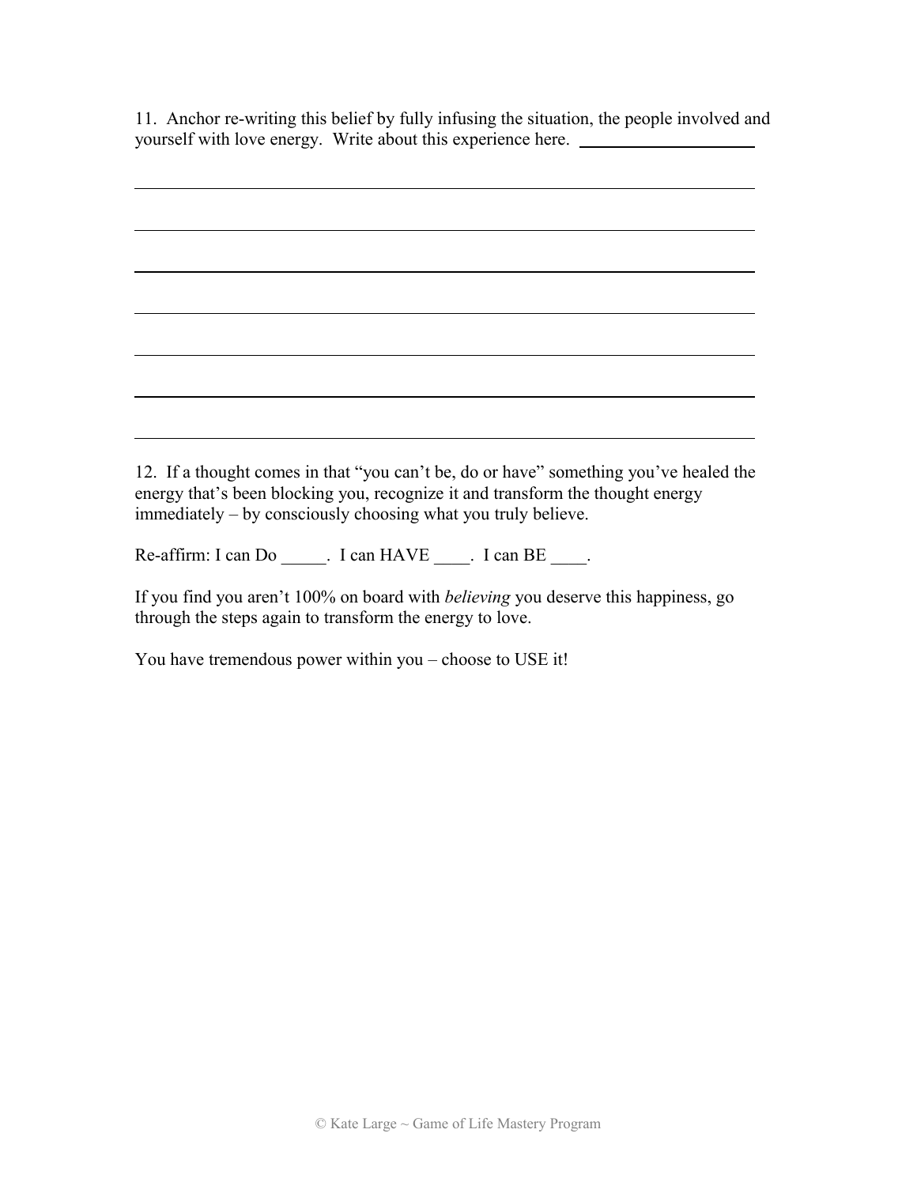11. Anchor re-writing this belief by fully infusing the situation, the people involved and yourself with love energy. Write about this experience here. ____________________

________________________________________________________________________

________________________________________________________________________

________________________________________________________________________

________________________________________________________________________

________________________________________________________________________

________________________________________________________________________

________________________________________________________________________

12. If a thought comes in that "you can't be, do or have" something you've healed the energy that's been blocking you, recognize it and transform the thought energy immediately – by consciously choosing what you truly believe.

Re-affirm: I can Do _____. I can HAVE ____. I can BE ____.

If you find you aren't 100% on board with *believing* you deserve this happiness, go through the steps again to transform the energy to love.

You have tremendous power within you – choose to USE it!

© Kate Large ~ Game of Life Mastery Program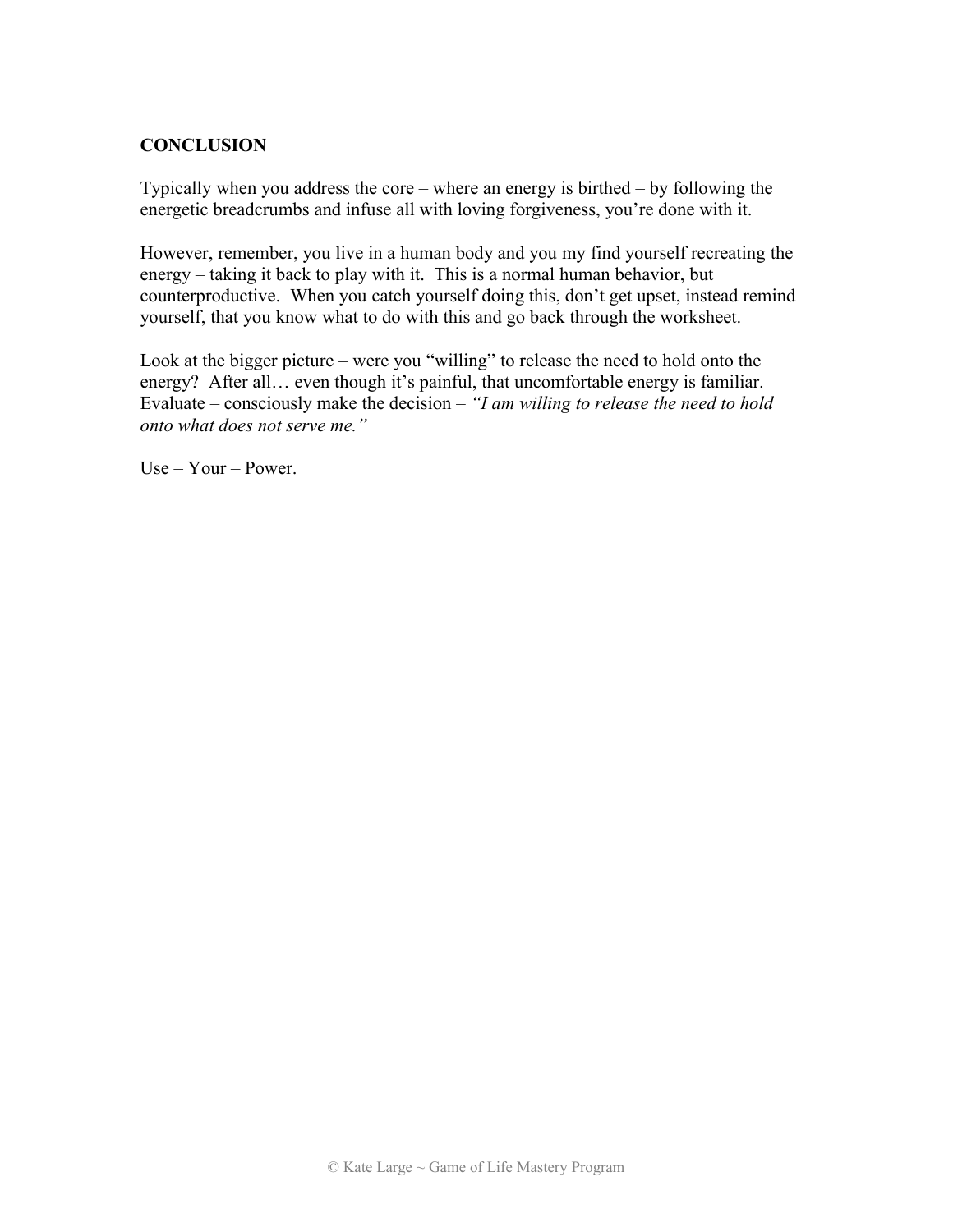**CONCLUSION**

Typically when you address the core – where an energy is birthed – by following the energetic breadcrumbs and infuse all with loving forgiveness, you're done with it.

However, remember, you live in a human body and you my find yourself recreating the energy – taking it back to play with it. This is a normal human behavior, but counterproductive. When you catch yourself doing this, don't get upset, instead remind yourself, that you know what to do with this and go back through the worksheet.

Look at the bigger picture – were you "willing" to release the need to hold onto the energy? After all… even though it's painful, that uncomfortable energy is familiar. Evaluate – consciously make the decision – *"I am willing to release the need to hold onto what does not serve me."*

Use – Your – Power.